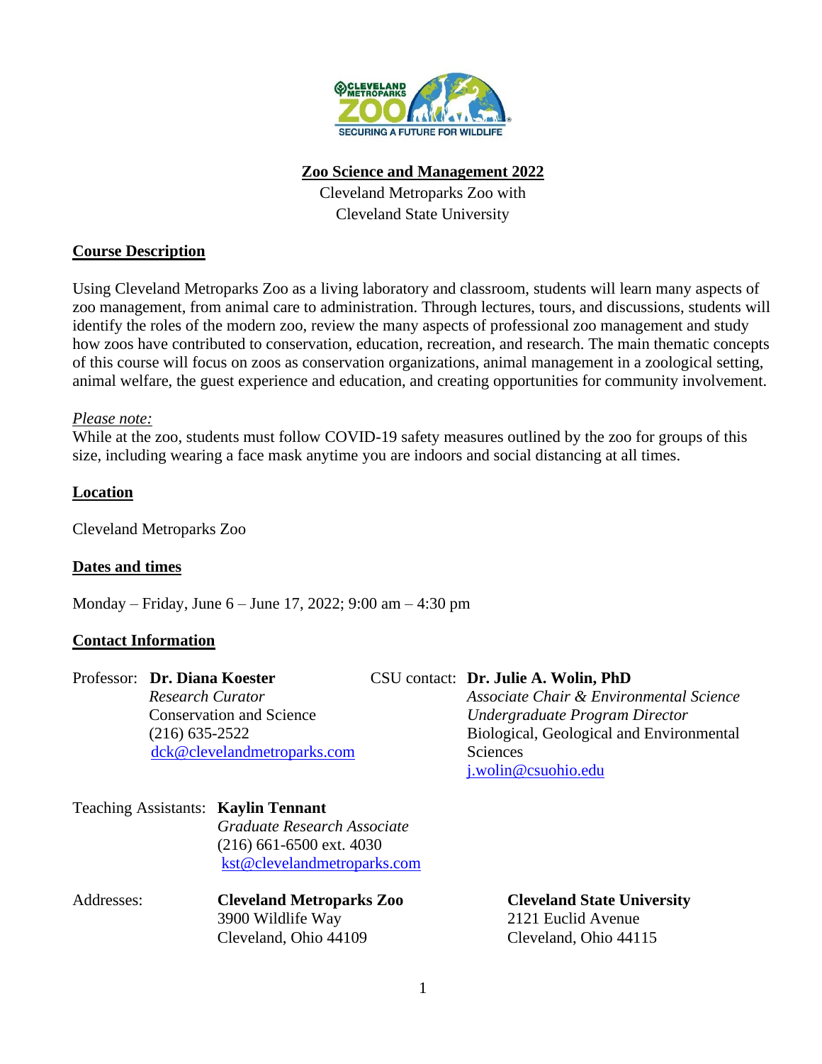# Zoo Science and Management 2022

Cleveland Metroparks Zoo with
Cleveland State University

## Course Description

Using Cleveland Metroparks Zoo as a living laboratory and classroom, students will learn many aspects of zoo management, from animal care to administration. Through lectures, tours, and discussions, students will identify the roles of the modern zoo, review the many aspects of professional zoo management and study how zoos have contributed to conservation, education, recreation, and research. The main thematic concepts of this course will focus on zoos as conservation organizations, animal management in a zoological setting, animal welfare, the guest experience and education, and creating opportunities for community involvement.

*Please note:*
While at the zoo, students must follow COVID-19 safety measures outlined by the zoo for groups of this size, including wearing a face mask anytime you are indoors and social distancing at all times.

## Location

Cleveland Metroparks Zoo

## Dates and times

Monday – Friday, June 6 – June 17, 2022; 9:00 am – 4:30 pm

## Contact Information

Professor: **Dr. Diana Koester**
*Research Curator*
Conservation and Science
(216) 635-2522
dck@clevelandmetroparks.com

CSU contact: **Dr. Julie A. Wolin, PhD**
*Associate Chair & Environmental Science Undergraduate Program Director*
Biological, Geological and Environmental Sciences
j.wolin@csuohio.edu

Teaching Assistants: **Kaylin Tennant**
*Graduate Research Associate*
(216) 661-6500 ext. 4030
kst@clevelandmetroparks.com

Addresses:

**Cleveland Metroparks Zoo**
3900 Wildlife Way
Cleveland, Ohio 44109

**Cleveland State University**
2121 Euclid Avenue
Cleveland, Ohio 44115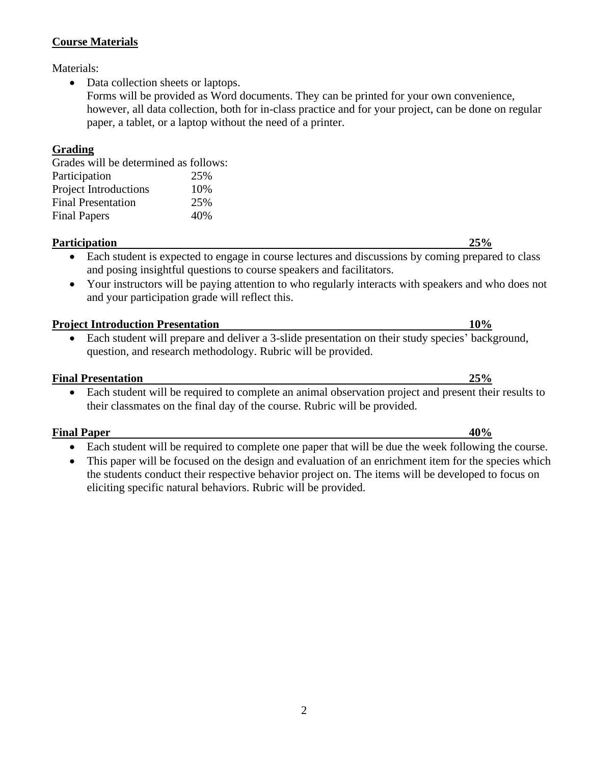**Course Materials**

Materials:

- Data collection sheets or laptops.
  Forms will be provided as Word documents. They can be printed for your own convenience, however, all data collection, both for in-class practice and for your project, can be done on regular paper, a tablet, or a laptop without the need of a printer.

**Grading**

Grades will be determined as follows:

| | |
|---|---|
| Participation | 25% |
| Project Introductions | 10% |
| Final Presentation | 25% |
| Final Papers | 40% |

**Participation — 25%**

- Each student is expected to engage in course lectures and discussions by coming prepared to class and posing insightful questions to course speakers and facilitators.
- Your instructors will be paying attention to who regularly interacts with speakers and who does not and your participation grade will reflect this.

**Project Introduction Presentation — 10%**

- Each student will prepare and deliver a 3-slide presentation on their study species' background, question, and research methodology. Rubric will be provided.

**Final Presentation — 25%**

- Each student will be required to complete an animal observation project and present their results to their classmates on the final day of the course. Rubric will be provided.

**Final Paper — 40%**

- Each student will be required to complete one paper that will be due the week following the course.
- This paper will be focused on the design and evaluation of an enrichment item for the species which the students conduct their respective behavior project on. The items will be developed to focus on eliciting specific natural behaviors. Rubric will be provided.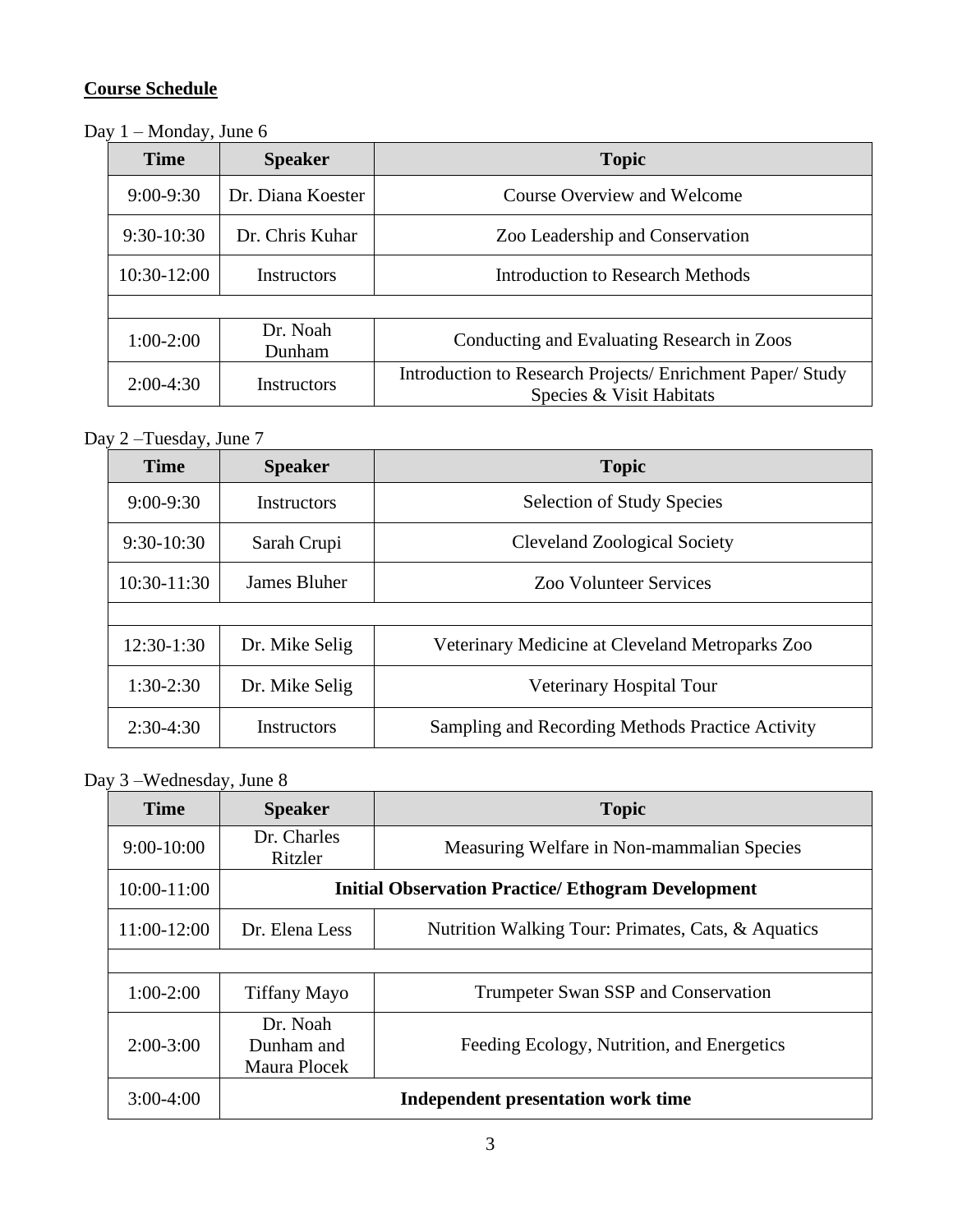**Course Schedule**

Day 1 – Monday, June 6

| Time | Speaker | Topic |
|---|---|---|
| 9:00-9:30 | Dr. Diana Koester | Course Overview and Welcome |
| 9:30-10:30 | Dr. Chris Kuhar | Zoo Leadership and Conservation |
| 10:30-12:00 | Instructors | Introduction to Research Methods |
| | | |
| 1:00-2:00 | Dr. Noah Dunham | Conducting and Evaluating Research in Zoos |
| 2:00-4:30 | Instructors | Introduction to Research Projects/ Enrichment Paper/ Study Species & Visit Habitats |

Day 2 –Tuesday, June 7

| Time | Speaker | Topic |
|---|---|---|
| 9:00-9:30 | Instructors | Selection of Study Species |
| 9:30-10:30 | Sarah Crupi | Cleveland Zoological Society |
| 10:30-11:30 | James Bluher | Zoo Volunteer Services |
| | | |
| 12:30-1:30 | Dr. Mike Selig | Veterinary Medicine at Cleveland Metroparks Zoo |
| 1:30-2:30 | Dr. Mike Selig | Veterinary Hospital Tour |
| 2:30-4:30 | Instructors | Sampling and Recording Methods Practice Activity |

Day 3 –Wednesday, June 8

| Time | Speaker | Topic |
|---|---|---|
| 9:00-10:00 | Dr. Charles Ritzler | Measuring Welfare in Non-mammalian Species |
| 10:00-11:00 | **Initial Observation Practice/ Ethogram Development** | |
| 11:00-12:00 | Dr. Elena Less | Nutrition Walking Tour: Primates, Cats, & Aquatics |
| | | |
| 1:00-2:00 | Tiffany Mayo | Trumpeter Swan SSP and Conservation |
| 2:00-3:00 | Dr. Noah Dunham and Maura Plocek | Feeding Ecology, Nutrition, and Energetics |
| 3:00-4:00 | **Independent presentation work time** | |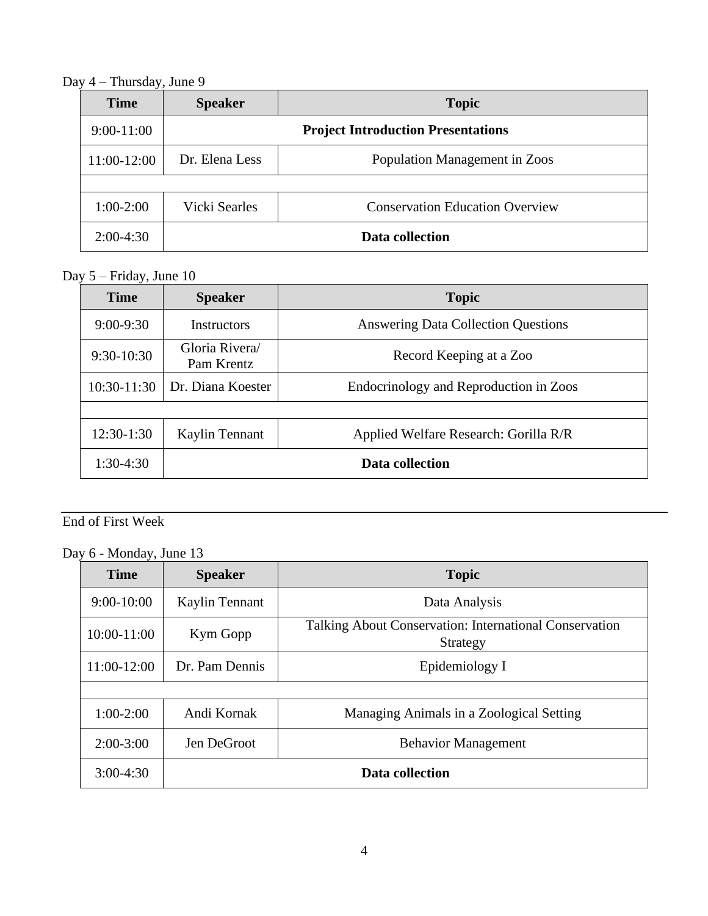Day 4 – Thursday, June 9

| Time | Speaker | Topic |
| --- | --- | --- |
| 9:00-11:00 | **Project Introduction Presentations** | |
| 11:00-12:00 | Dr. Elena Less | Population Management in Zoos |
| | | |
| 1:00-2:00 | Vicki Searles | Conservation Education Overview |
| 2:00-4:30 | **Data collection** | |

Day 5 – Friday, June 10

| Time | Speaker | Topic |
| --- | --- | --- |
| 9:00-9:30 | Instructors | Answering Data Collection Questions |
| 9:30-10:30 | Gloria Rivera/ Pam Krentz | Record Keeping at a Zoo |
| 10:30-11:30 | Dr. Diana Koester | Endocrinology and Reproduction in Zoos |
| | | |
| 12:30-1:30 | Kaylin Tennant | Applied Welfare Research: Gorilla R/R |
| 1:30-4:30 | **Data collection** | |

---

End of First Week

Day 6 - Monday, June 13

| Time | Speaker | Topic |
| --- | --- | --- |
| 9:00-10:00 | Kaylin Tennant | Data Analysis |
| 10:00-11:00 | Kym Gopp | Talking About Conservation: International Conservation Strategy |
| 11:00-12:00 | Dr. Pam Dennis | Epidemiology I |
| | | |
| 1:00-2:00 | Andi Kornak | Managing Animals in a Zoological Setting |
| 2:00-3:00 | Jen DeGroot | Behavior Management |
| 3:00-4:30 | **Data collection** | |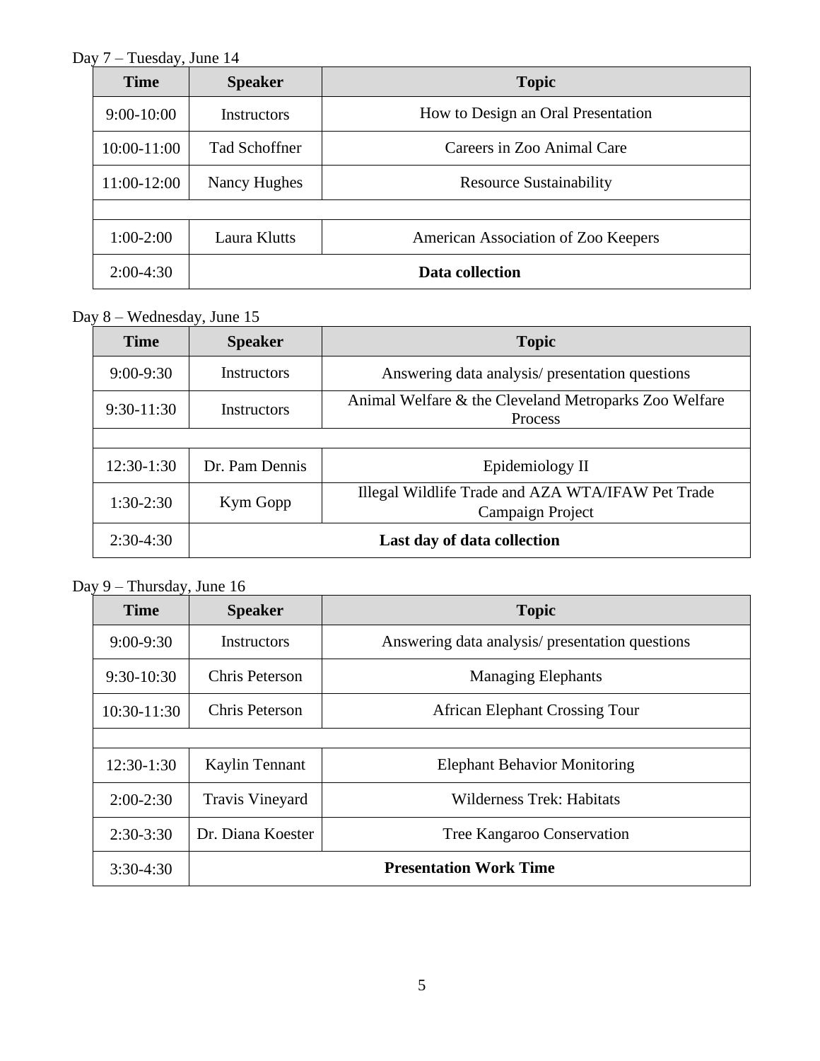Day 7 – Tuesday, June 14

| Time | Speaker | Topic |
|---|---|---|
| 9:00-10:00 | Instructors | How to Design an Oral Presentation |
| 10:00-11:00 | Tad Schoffner | Careers in Zoo Animal Care |
| 11:00-12:00 | Nancy Hughes | Resource Sustainability |
| | | |
| 1:00-2:00 | Laura Klutts | American Association of Zoo Keepers |
| 2:00-4:30 | **Data collection** | |

Day 8 – Wednesday, June 15

| Time | Speaker | Topic |
|---|---|---|
| 9:00-9:30 | Instructors | Answering data analysis/ presentation questions |
| 9:30-11:30 | Instructors | Animal Welfare & the Cleveland Metroparks Zoo Welfare Process |
| | | |
| 12:30-1:30 | Dr. Pam Dennis | Epidemiology II |
| 1:30-2:30 | Kym Gopp | Illegal Wildlife Trade and AZA WTA/IFAW Pet Trade Campaign Project |
| 2:30-4:30 | **Last day of data collection** | |

Day 9 – Thursday, June 16

| Time | Speaker | Topic |
|---|---|---|
| 9:00-9:30 | Instructors | Answering data analysis/ presentation questions |
| 9:30-10:30 | Chris Peterson | Managing Elephants |
| 10:30-11:30 | Chris Peterson | African Elephant Crossing Tour |
| | | |
| 12:30-1:30 | Kaylin Tennant | Elephant Behavior Monitoring |
| 2:00-2:30 | Travis Vineyard | Wilderness Trek: Habitats |
| 2:30-3:30 | Dr. Diana Koester | Tree Kangaroo Conservation |
| 3:30-4:30 | **Presentation Work Time** | |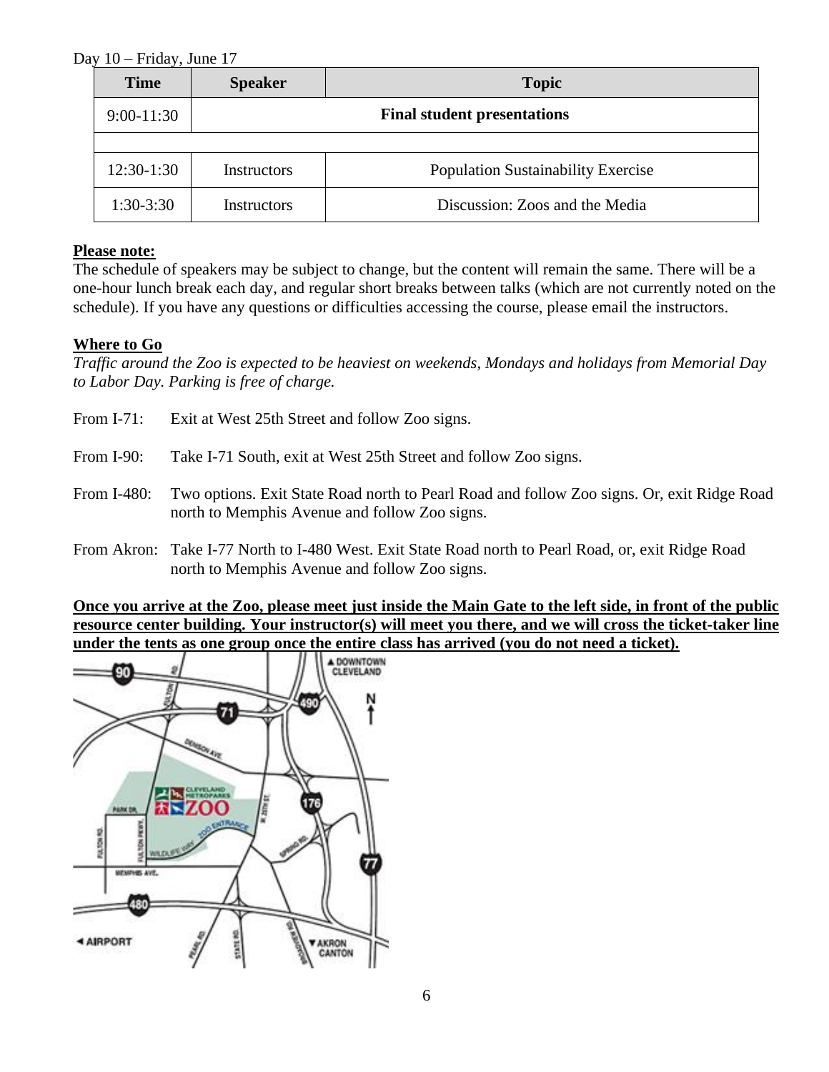Day 10 – Friday, June 17

| Time | Speaker | Topic |
| --- | --- | --- |
| 9:00-11:30 | **Final student presentations** | |
| | | |
| 12:30-1:30 | Instructors | Population Sustainability Exercise |
| 1:30-3:30 | Instructors | Discussion: Zoos and the Media |

**Please note:**

The schedule of speakers may be subject to change, but the content will remain the same. There will be a one-hour lunch break each day, and regular short breaks between talks (which are not currently noted on the schedule). If you have any questions or difficulties accessing the course, please email the instructors.

**Where to Go**

*Traffic around the Zoo is expected to be heaviest on weekends, Mondays and holidays from Memorial Day to Labor Day. Parking is free of charge.*

From I-71: Exit at West 25th Street and follow Zoo signs.

From I-90: Take I-71 South, exit at West 25th Street and follow Zoo signs.

From I-480: Two options. Exit State Road north to Pearl Road and follow Zoo signs. Or, exit Ridge Road north to Memphis Avenue and follow Zoo signs.

From Akron: Take I-77 North to I-480 West. Exit State Road north to Pearl Road, or, exit Ridge Road north to Memphis Avenue and follow Zoo signs.

**Once you arrive at the Zoo, please meet just inside the Main Gate to the left side, in front of the public resource center building. Your instructor(s) will meet you there, and we will cross the ticket-taker line under the tents as one group once the entire class has arrived (you do not need a ticket).**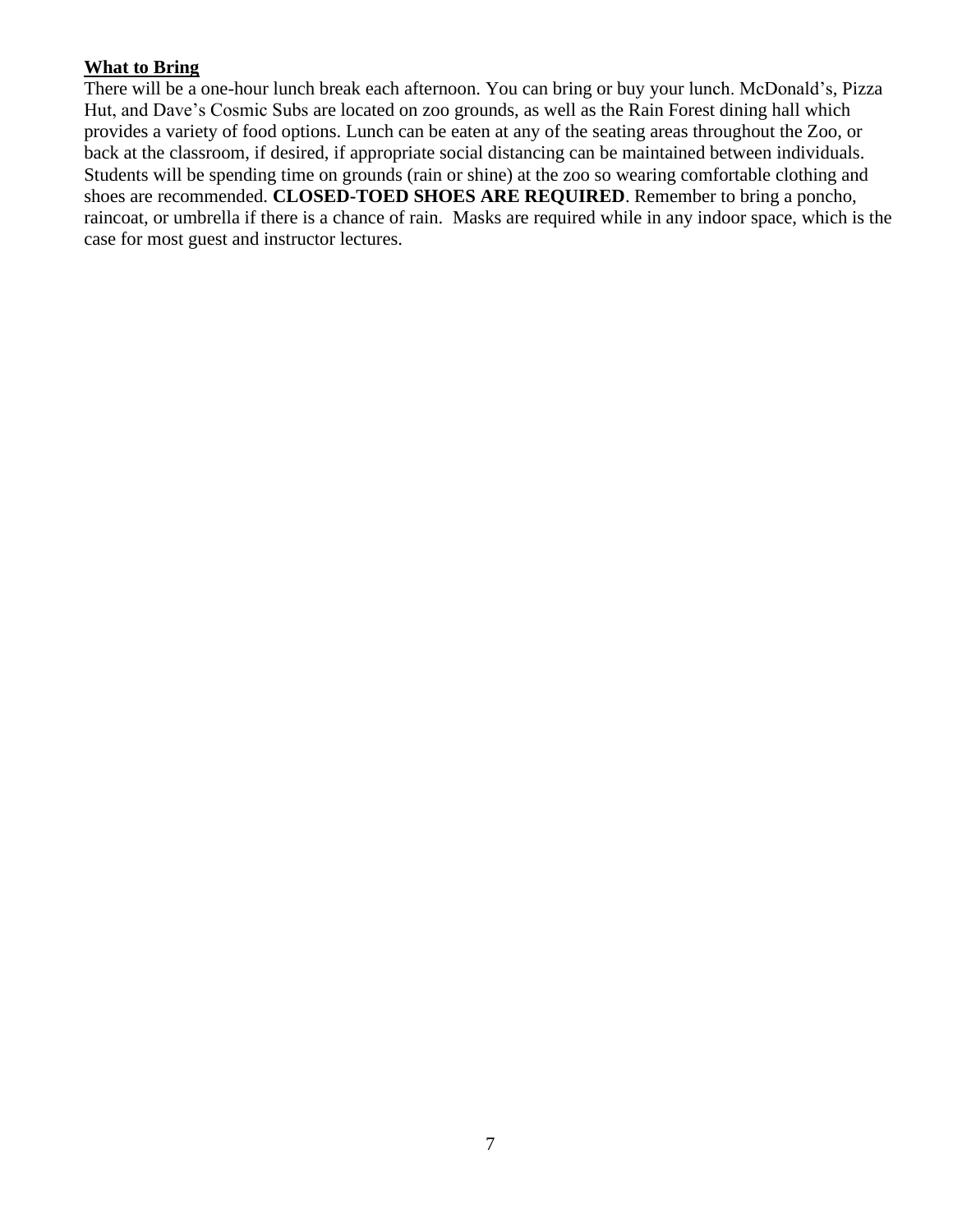**What to Bring**

There will be a one-hour lunch break each afternoon. You can bring or buy your lunch. McDonald's, Pizza Hut, and Dave's Cosmic Subs are located on zoo grounds, as well as the Rain Forest dining hall which provides a variety of food options. Lunch can be eaten at any of the seating areas throughout the Zoo, or back at the classroom, if desired, if appropriate social distancing can be maintained between individuals. Students will be spending time on grounds (rain or shine) at the zoo so wearing comfortable clothing and shoes are recommended. **CLOSED-TOED SHOES ARE REQUIRED**. Remember to bring a poncho, raincoat, or umbrella if there is a chance of rain. Masks are required while in any indoor space, which is the case for most guest and instructor lectures.